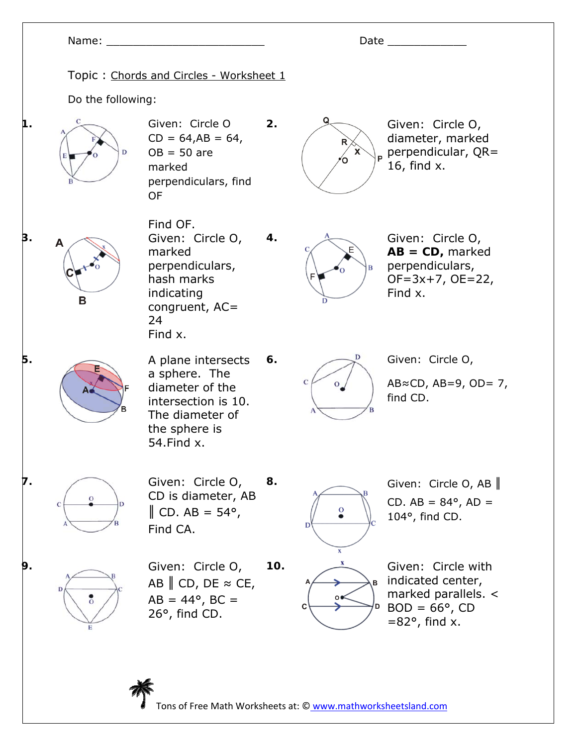Name: _________________________ Date _____________

Topic : Chords and Circles - Worksheet 1

Do the following:

**1.** Given: Circle O CD = 64, AB = 64, OB = 50 are marked perpendiculars, find OF

Find OF.

**2.** Given: Circle O, diameter, marked perpendicular, QR= 16, find x.

**3.** Given: Circle O, marked perpendiculars, hash marks indicating congruent, AC= 24 Find x.

**4.** Given: Circle O, **AB = CD,** marked perpendiculars, OF=3x+7, OE=22, Find x.

**5.** A plane intersects a sphere. The diameter of the intersection is 10. The diameter of the sphere is 54.Find x.

**6.** Given: Circle O,

AB≈CD, AB=9, OD= 7, find CD.

**7.** Given: Circle O, CD is diameter, AB ∥ CD. AB = 54°, Find CA.

**8.** Given: Circle O, AB ∥ CD. AB = 84°, AD = 104°, find CD.

**9.** Given: Circle O, AB ∥ CD, DE ≈ CE, AB = 44°, BC = 26°, find CD.

**10.** Given: Circle with indicated center, marked parallels. < BOD = 66°, CD =82°, find x.

Tons of Free Math Worksheets at: © www.mathworksheetsland.com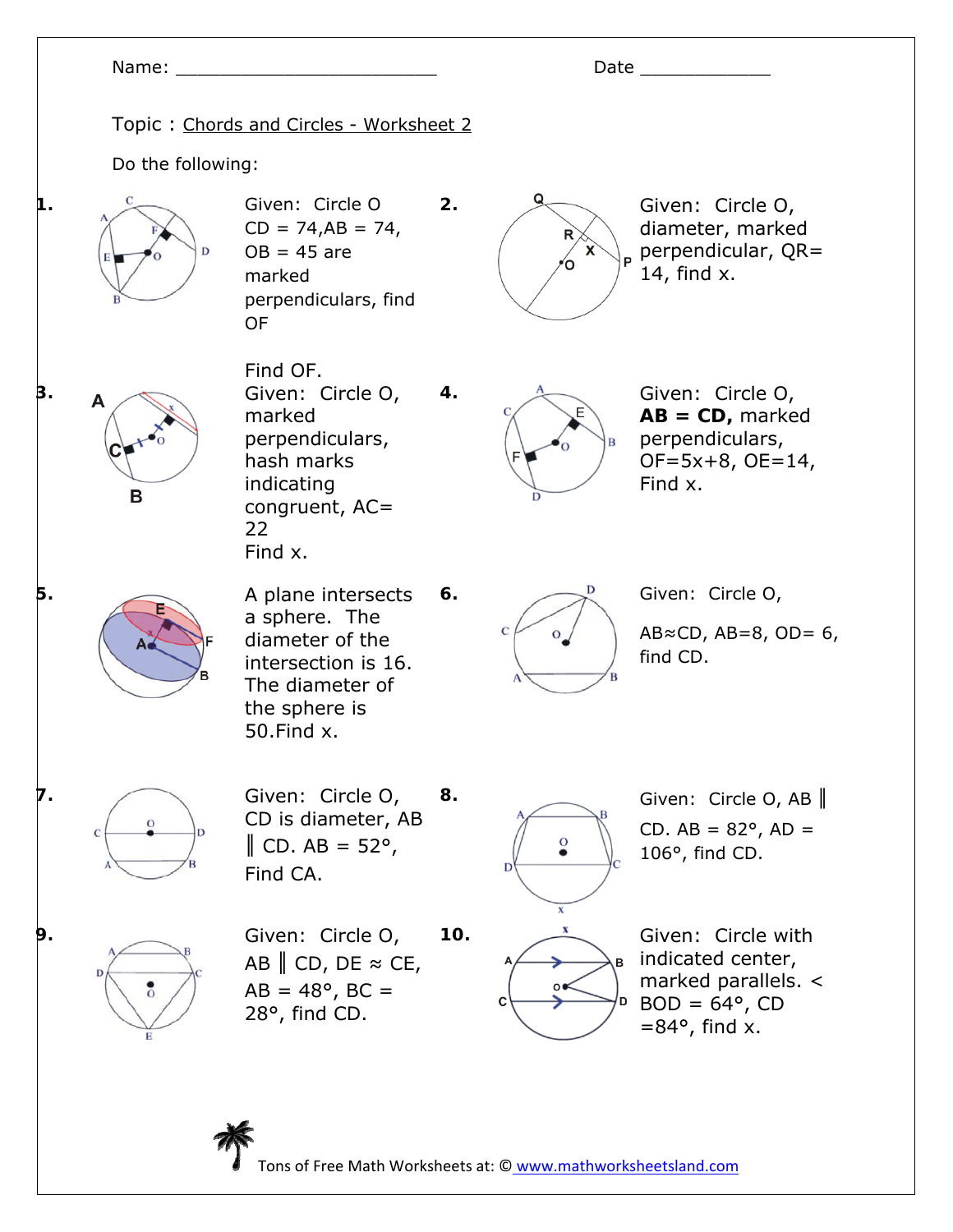Name: ________________________ Date ____________

Topic : Chords and Circles - Worksheet 2

Do the following:

**1.** Given: Circle O CD = 74, AB = 74, OB = 45 are marked perpendiculars, find OF

Find OF.

**2.** Given: Circle O, diameter, marked perpendicular, QR= 14, find x.

**3.** Given: Circle O, marked perpendiculars, hash marks indicating congruent, AC= 22 Find x.

**4.** Given: Circle O, **AB = CD,** marked perpendiculars, OF=5x+8, OE=14, Find x.

**5.** A plane intersects a sphere. The diameter of the intersection is 16. The diameter of the sphere is 50.Find x.

**6.** Given: Circle O,

AB≈CD, AB=8, OD= 6, find CD.

**7.** Given: Circle O, CD is diameter, AB ∥ CD. AB = 52°, Find CA.

**8.** Given: Circle O, AB ∥ CD. AB = 82°, AD = 106°, find CD.

**9.** Given: Circle O, AB ∥ CD, DE ≈ CE, AB = 48°, BC = 28°, find CD.

**10.** Given: Circle with indicated center, marked parallels. < BOD = 64°, CD =84°, find x.

Tons of Free Math Worksheets at: © www.mathworksheetsland.com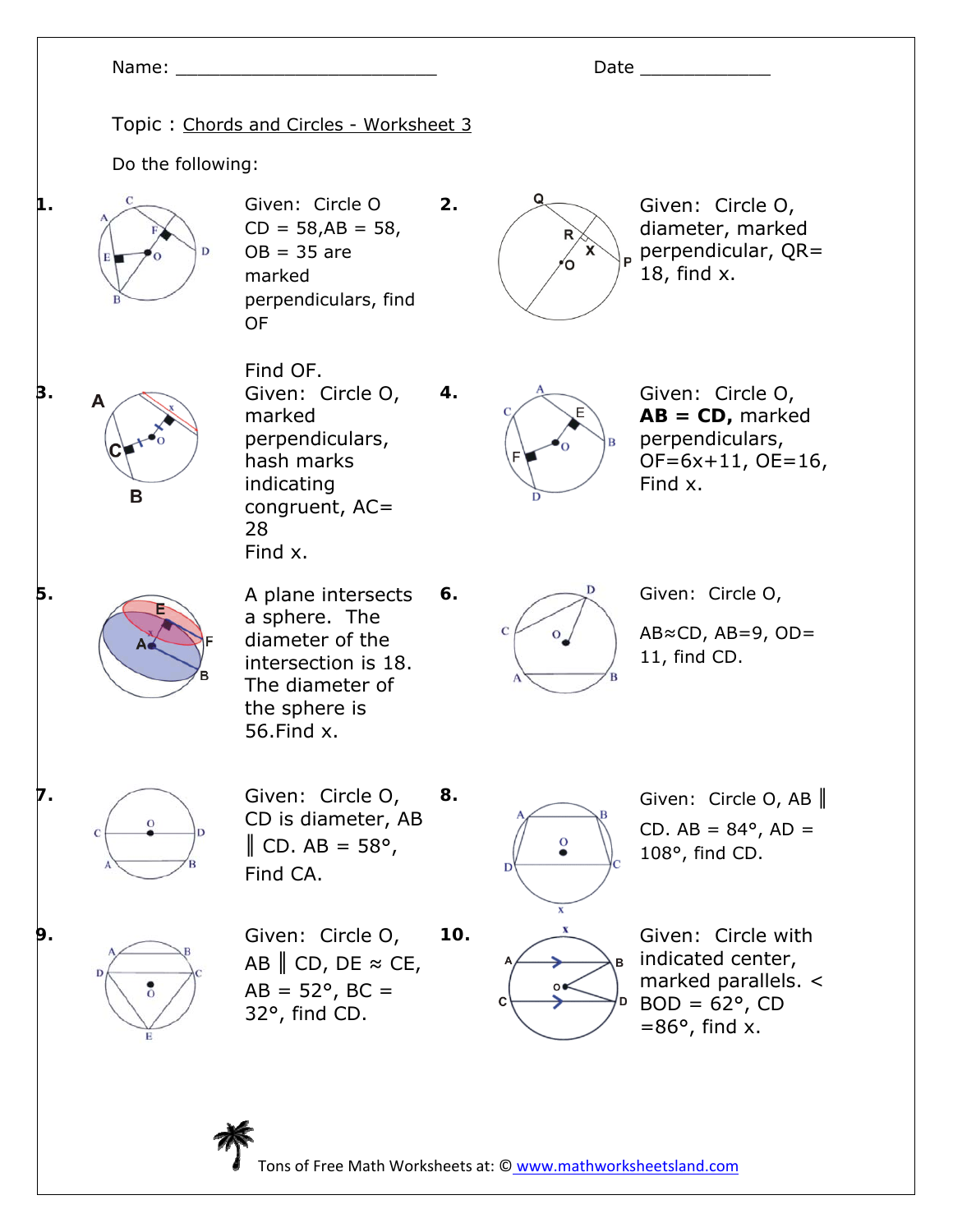Name: _________________________ Date _____________

Topic : Chords and Circles - Worksheet 3

Do the following:

**1.** Given: Circle O CD = 58,AB = 58, OB = 35 are marked perpendiculars, find OF

**2.** Given: Circle O, diameter, marked perpendicular, QR= 18, find x.

Find OF.

**3.** Given: Circle O, marked perpendiculars, hash marks indicating congruent, AC= 28 Find x.

**4.** Given: Circle O, **AB = CD,** marked perpendiculars, OF=6x+11, OE=16, Find x.

**5.** A plane intersects a sphere. The diameter of the intersection is 18. The diameter of the sphere is 56.Find x.

**6.** Given: Circle O,

AB≈CD, AB=9, OD= 11, find CD.

**7.** Given: Circle O, CD is diameter, AB ∥ CD. AB = 58°, Find CA.

**8.** Given: Circle O, AB ∥ CD. AB = 84°, AD = 108°, find CD.

**9.** Given: Circle O, AB ∥ CD, DE ≈ CE, AB = 52°, BC = 32°, find CD.

**10.** Given: Circle with indicated center, marked parallels. < BOD = 62°, CD =86°, find x.

Tons of Free Math Worksheets at: © www.mathworksheetsland.com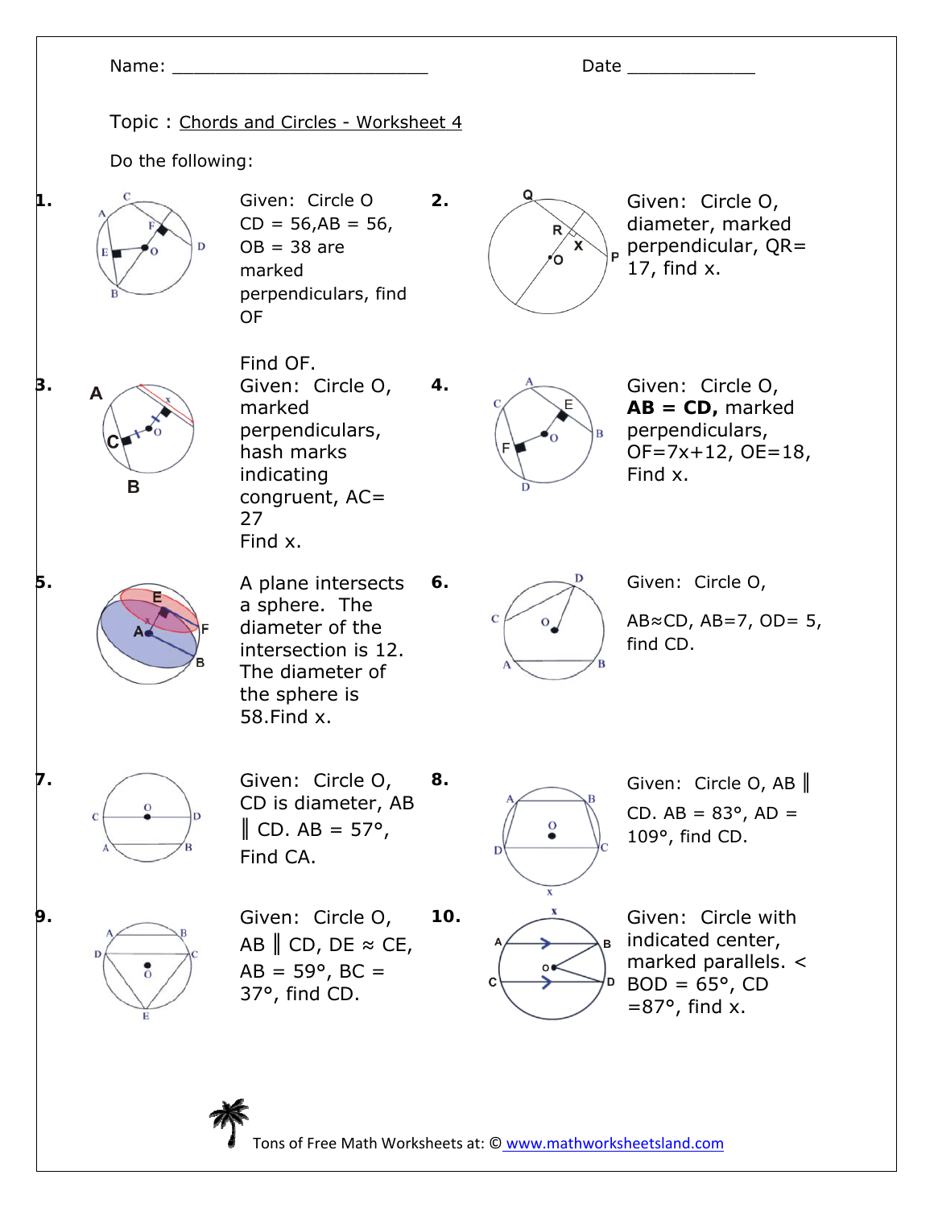Name: ________________________ Date ____________

Topic : Chords and Circles - Worksheet 4

Do the following:

1. Given: Circle O CD = 56, AB = 56, OB = 38 are marked perpendiculars, find OF

2. Given: Circle O, diameter, marked perpendicular, QR= 17, find x.

Find OF.

3. Given: Circle O, marked perpendiculars, hash marks indicating congruent, AC= 27
Find x.

4. Given: Circle O, **AB = CD,** marked perpendiculars, OF=7x+12, OE=18, Find x.

5. A plane intersects a sphere. The diameter of the intersection is 12. The diameter of the sphere is 58.Find x.

6. Given: Circle O,

AB≈CD, AB=7, OD= 5, find CD.

7. Given: Circle O, CD is diameter, AB ∥ CD. AB = 57°, Find CA.

8. Given: Circle O, AB ∥ CD. AB = 83°, AD = 109°, find CD.

9. Given: Circle O, AB ∥ CD, DE ≈ CE, AB = 59°, BC = 37°, find CD.

10. Given: Circle with indicated center, marked parallels. < BOD = 65°, CD =87°, find x.

Tons of Free Math Worksheets at: © www.mathworksheetsland.com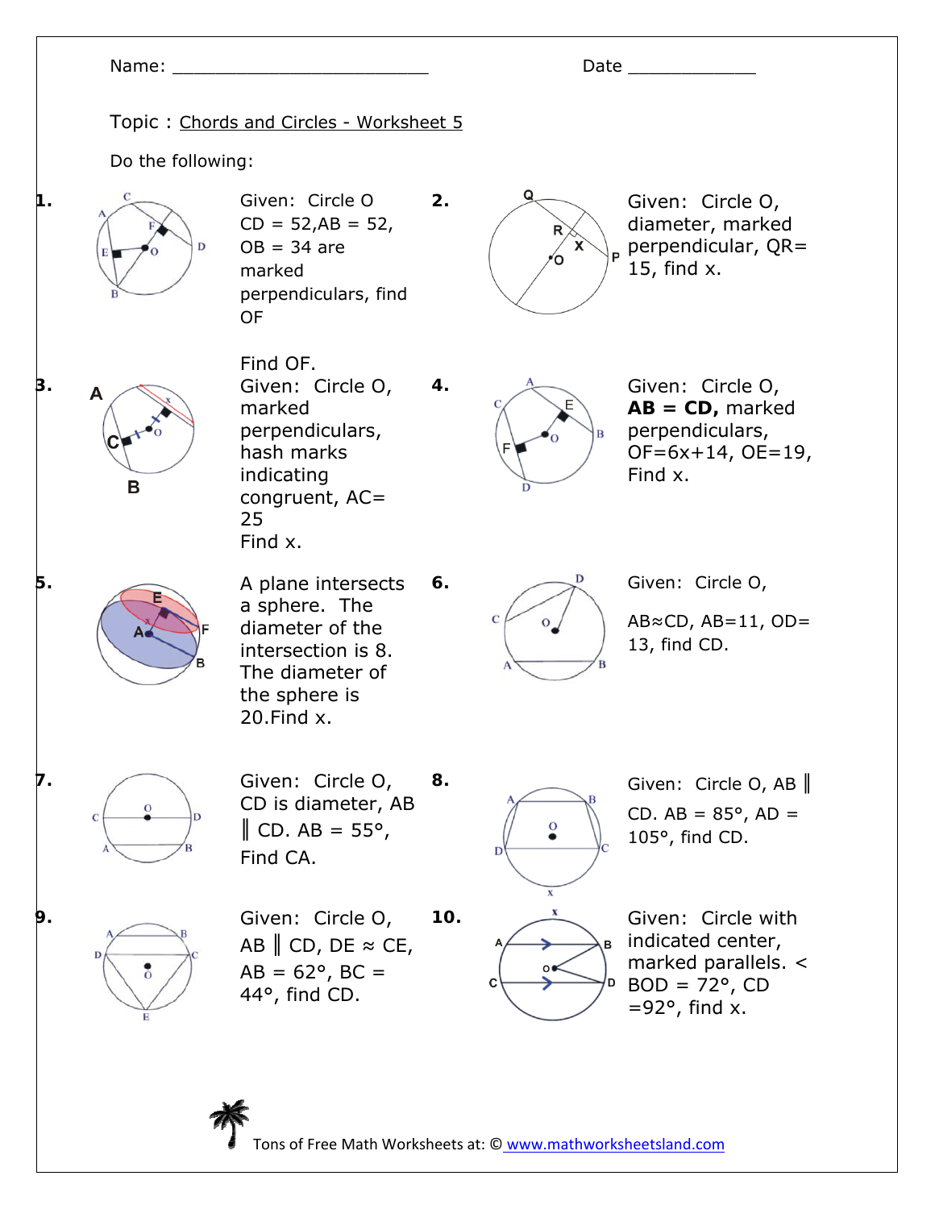Name: ________________________ Date ____________

Topic : Chords and Circles - Worksheet 5

Do the following:

**1.** Given: Circle O CD = 52,AB = 52, OB = 34 are marked perpendiculars, find OF

**2.** Given: Circle O, diameter, marked perpendicular, QR= 15, find x.

**3.** Find OF. Given: Circle O, marked perpendiculars, hash marks indicating congruent, AC= 25 Find x.

**4.** Given: Circle O, **AB = CD,** marked perpendiculars, OF=6x+14, OE=19, Find x.

**5.** A plane intersects a sphere. The diameter of the intersection is 8. The diameter of the sphere is 20.Find x.

**6.** Given: Circle O,

AB≈CD, AB=11, OD= 13, find CD.

**7.** Given: Circle O, CD is diameter, AB ∥ CD. AB = 55°, Find CA.

**8.** Given: Circle O, AB ∥ CD. AB = 85°, AD = 105°, find CD.

**9.** Given: Circle O, AB ∥ CD, DE ≈ CE, AB = 62°, BC = 44°, find CD.

**10.** Given: Circle with indicated center, marked parallels. < BOD = 72°, CD =92°, find x.

Tons of Free Math Worksheets at: © www.mathworksheetsland.com